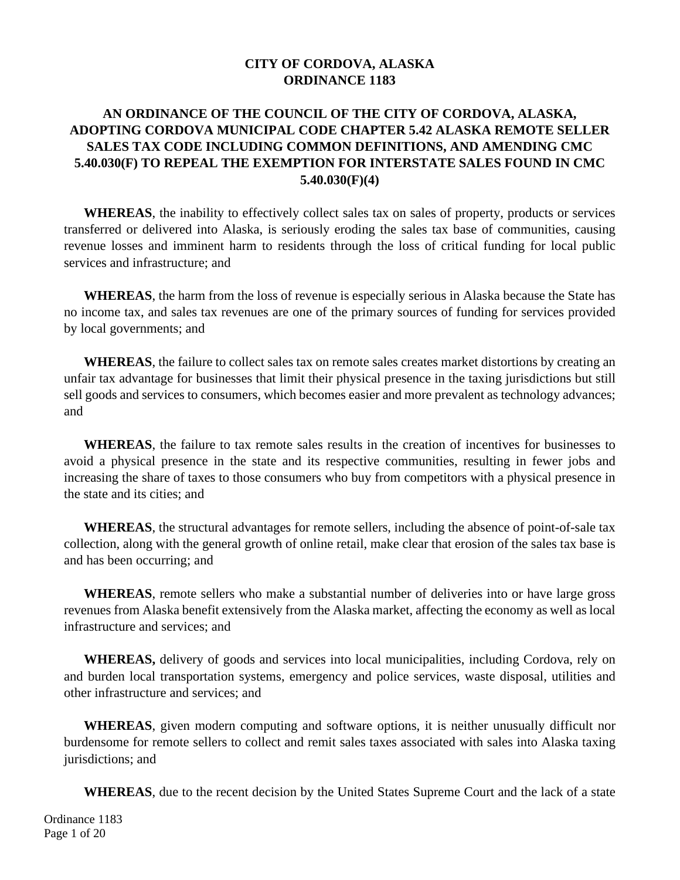# CITY OF CORDOVA, ALASKA
# ORDINANCE 1183

## AN ORDINANCE OF THE COUNCIL OF THE CITY OF CORDOVA, ALASKA, ADOPTING CORDOVA MUNICIPAL CODE CHAPTER 5.42 ALASKA REMOTE SELLER SALES TAX CODE INCLUDING COMMON DEFINITIONS, AND AMENDING CMC 5.40.030(F) TO REPEAL THE EXEMPTION FOR INTERSTATE SALES FOUND IN CMC 5.40.030(F)(4)

**WHEREAS**, the inability to effectively collect sales tax on sales of property, products or services transferred or delivered into Alaska, is seriously eroding the sales tax base of communities, causing revenue losses and imminent harm to residents through the loss of critical funding for local public services and infrastructure; and

**WHEREAS**, the harm from the loss of revenue is especially serious in Alaska because the State has no income tax, and sales tax revenues are one of the primary sources of funding for services provided by local governments; and

**WHEREAS**, the failure to collect sales tax on remote sales creates market distortions by creating an unfair tax advantage for businesses that limit their physical presence in the taxing jurisdictions but still sell goods and services to consumers, which becomes easier and more prevalent as technology advances; and

**WHEREAS**, the failure to tax remote sales results in the creation of incentives for businesses to avoid a physical presence in the state and its respective communities, resulting in fewer jobs and increasing the share of taxes to those consumers who buy from competitors with a physical presence in the state and its cities; and

**WHEREAS**, the structural advantages for remote sellers, including the absence of point-of-sale tax collection, along with the general growth of online retail, make clear that erosion of the sales tax base is and has been occurring; and

**WHEREAS**, remote sellers who make a substantial number of deliveries into or have large gross revenues from Alaska benefit extensively from the Alaska market, affecting the economy as well as local infrastructure and services; and

**WHEREAS,** delivery of goods and services into local municipalities, including Cordova, rely on and burden local transportation systems, emergency and police services, waste disposal, utilities and other infrastructure and services; and

**WHEREAS**, given modern computing and software options, it is neither unusually difficult nor burdensome for remote sellers to collect and remit sales taxes associated with sales into Alaska taxing jurisdictions; and

**WHEREAS**, due to the recent decision by the United States Supreme Court and the lack of a state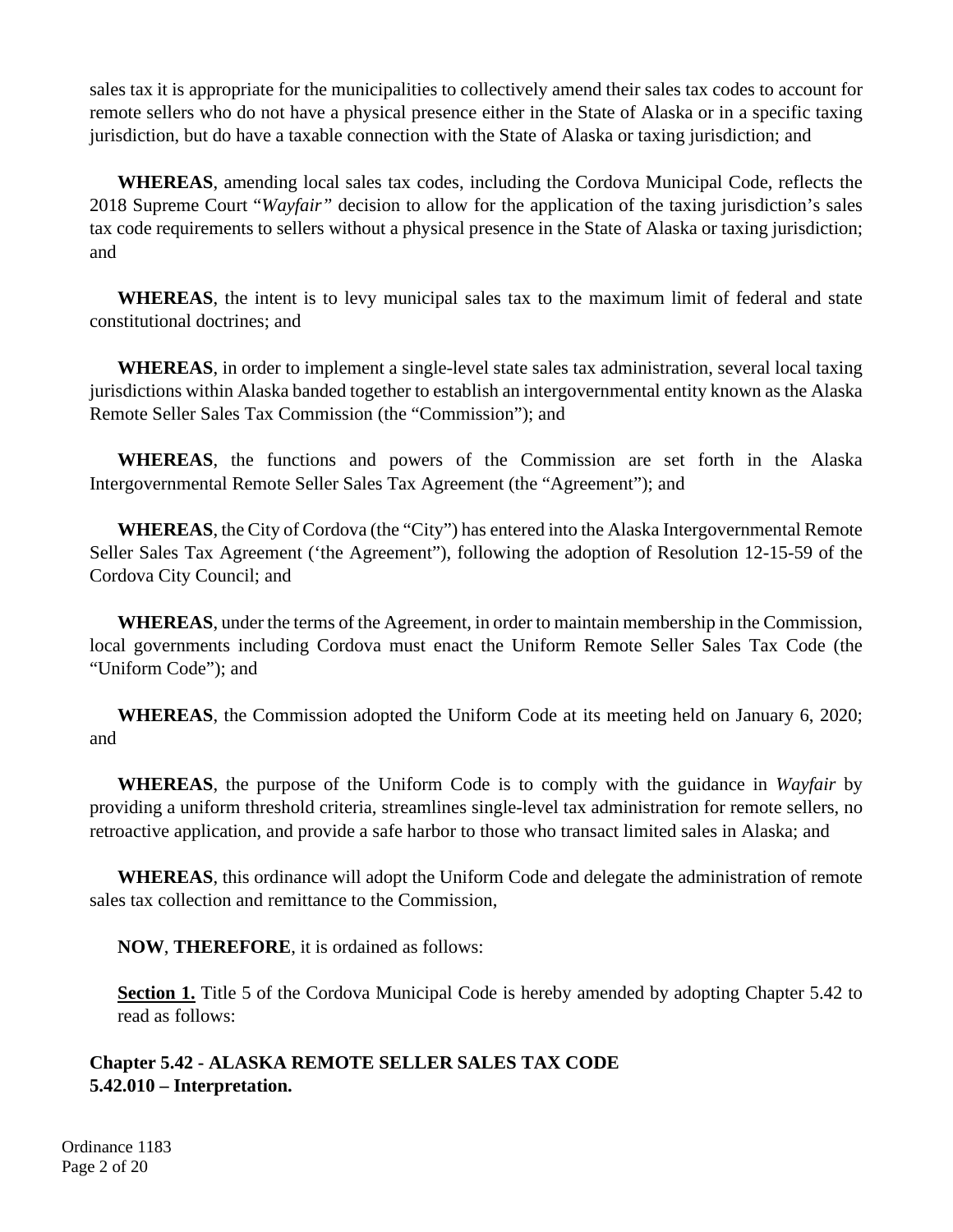sales tax it is appropriate for the municipalities to collectively amend their sales tax codes to account for remote sellers who do not have a physical presence either in the State of Alaska or in a specific taxing jurisdiction, but do have a taxable connection with the State of Alaska or taxing jurisdiction; and

**WHEREAS**, amending local sales tax codes, including the Cordova Municipal Code, reflects the 2018 Supreme Court "*Wayfair"* decision to allow for the application of the taxing jurisdiction's sales tax code requirements to sellers without a physical presence in the State of Alaska or taxing jurisdiction; and

**WHEREAS**, the intent is to levy municipal sales tax to the maximum limit of federal and state constitutional doctrines; and

**WHEREAS**, in order to implement a single-level state sales tax administration, several local taxing jurisdictions within Alaska banded together to establish an intergovernmental entity known as the Alaska Remote Seller Sales Tax Commission (the "Commission"); and

**WHEREAS**, the functions and powers of the Commission are set forth in the Alaska Intergovernmental Remote Seller Sales Tax Agreement (the "Agreement"); and

**WHEREAS**, the City of Cordova (the "City") has entered into the Alaska Intergovernmental Remote Seller Sales Tax Agreement ('the Agreement"), following the adoption of Resolution 12-15-59 of the Cordova City Council; and

**WHEREAS**, under the terms of the Agreement, in order to maintain membership in the Commission, local governments including Cordova must enact the Uniform Remote Seller Sales Tax Code (the "Uniform Code"); and

**WHEREAS**, the Commission adopted the Uniform Code at its meeting held on January 6, 2020; and

**WHEREAS**, the purpose of the Uniform Code is to comply with the guidance in *Wayfair* by providing a uniform threshold criteria, streamlines single-level tax administration for remote sellers, no retroactive application, and provide a safe harbor to those who transact limited sales in Alaska; and

**WHEREAS**, this ordinance will adopt the Uniform Code and delegate the administration of remote sales tax collection and remittance to the Commission,

**NOW**, **THEREFORE**, it is ordained as follows:

**Section 1.** Title 5 of the Cordova Municipal Code is hereby amended by adopting Chapter 5.42 to read as follows:

**Chapter 5.42 - ALASKA REMOTE SELLER SALES TAX CODE**
**5.42.010 – Interpretation.**

Ordinance 1183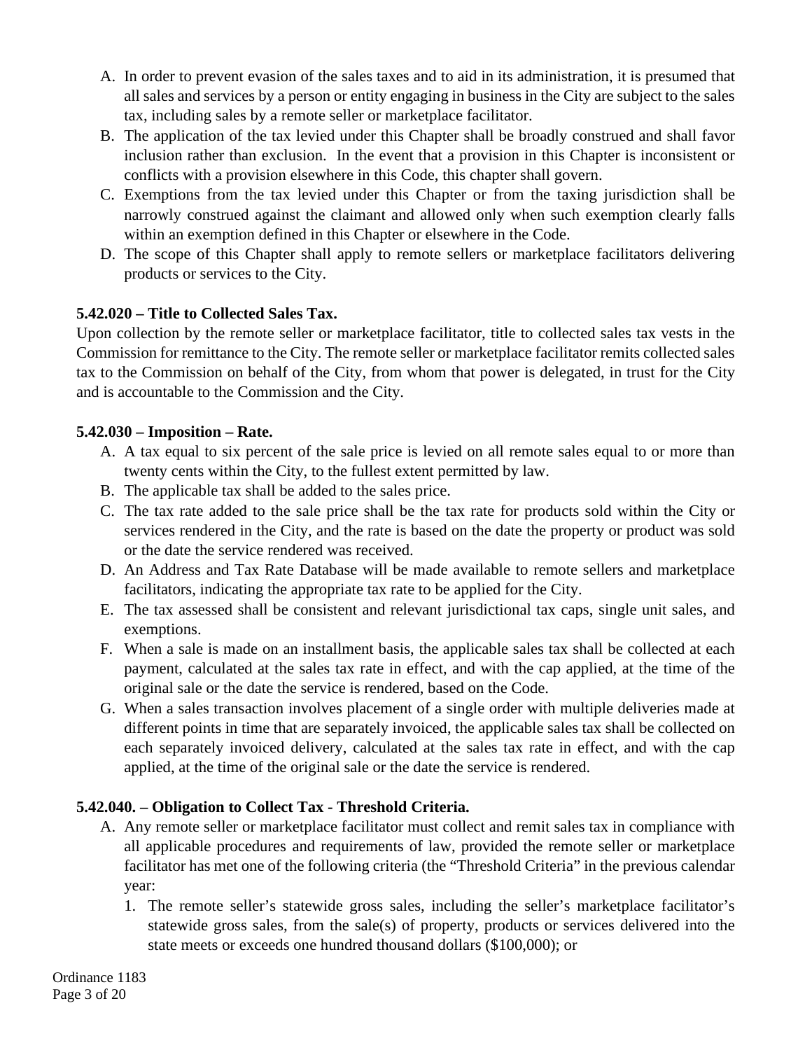A. In order to prevent evasion of the sales taxes and to aid in its administration, it is presumed that all sales and services by a person or entity engaging in business in the City are subject to the sales tax, including sales by a remote seller or marketplace facilitator.

B. The application of the tax levied under this Chapter shall be broadly construed and shall favor inclusion rather than exclusion. In the event that a provision in this Chapter is inconsistent or conflicts with a provision elsewhere in this Code, this chapter shall govern.

C. Exemptions from the tax levied under this Chapter or from the taxing jurisdiction shall be narrowly construed against the claimant and allowed only when such exemption clearly falls within an exemption defined in this Chapter or elsewhere in the Code.

D. The scope of this Chapter shall apply to remote sellers or marketplace facilitators delivering products or services to the City.

**5.42.020 – Title to Collected Sales Tax.**

Upon collection by the remote seller or marketplace facilitator, title to collected sales tax vests in the Commission for remittance to the City. The remote seller or marketplace facilitator remits collected sales tax to the Commission on behalf of the City, from whom that power is delegated, in trust for the City and is accountable to the Commission and the City.

**5.42.030 – Imposition – Rate.**

A. A tax equal to six percent of the sale price is levied on all remote sales equal to or more than twenty cents within the City, to the fullest extent permitted by law.

B. The applicable tax shall be added to the sales price.

C. The tax rate added to the sale price shall be the tax rate for products sold within the City or services rendered in the City, and the rate is based on the date the property or product was sold or the date the service rendered was received.

D. An Address and Tax Rate Database will be made available to remote sellers and marketplace facilitators, indicating the appropriate tax rate to be applied for the City.

E. The tax assessed shall be consistent and relevant jurisdictional tax caps, single unit sales, and exemptions.

F. When a sale is made on an installment basis, the applicable sales tax shall be collected at each payment, calculated at the sales tax rate in effect, and with the cap applied, at the time of the original sale or the date the service is rendered, based on the Code.

G. When a sales transaction involves placement of a single order with multiple deliveries made at different points in time that are separately invoiced, the applicable sales tax shall be collected on each separately invoiced delivery, calculated at the sales tax rate in effect, and with the cap applied, at the time of the original sale or the date the service is rendered.

**5.42.040. – Obligation to Collect Tax - Threshold Criteria.**

A. Any remote seller or marketplace facilitator must collect and remit sales tax in compliance with all applicable procedures and requirements of law, provided the remote seller or marketplace facilitator has met one of the following criteria (the "Threshold Criteria" in the previous calendar year:

   1. The remote seller's statewide gross sales, including the seller's marketplace facilitator's statewide gross sales, from the sale(s) of property, products or services delivered into the state meets or exceeds one hundred thousand dollars ($100,000); or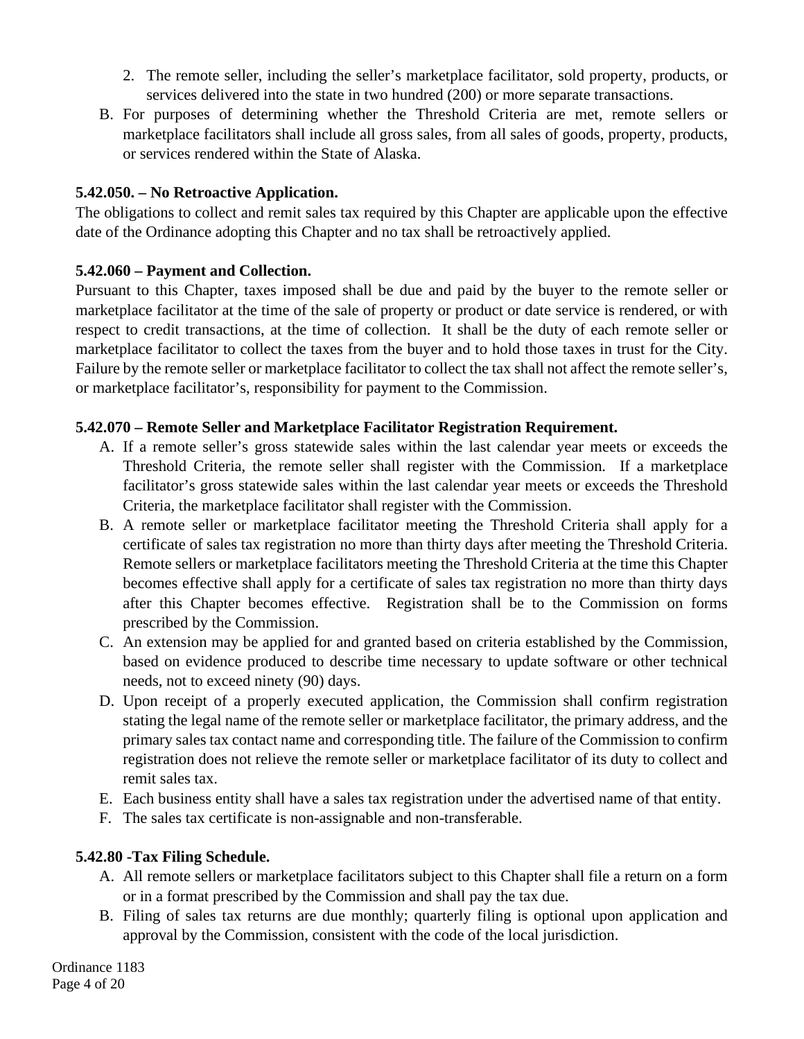2. The remote seller, including the seller's marketplace facilitator, sold property, products, or services delivered into the state in two hundred (200) or more separate transactions.

B. For purposes of determining whether the Threshold Criteria are met, remote sellers or marketplace facilitators shall include all gross sales, from all sales of goods, property, products, or services rendered within the State of Alaska.

**5.42.050. – No Retroactive Application.**
The obligations to collect and remit sales tax required by this Chapter are applicable upon the effective date of the Ordinance adopting this Chapter and no tax shall be retroactively applied.

**5.42.060 – Payment and Collection.**
Pursuant to this Chapter, taxes imposed shall be due and paid by the buyer to the remote seller or marketplace facilitator at the time of the sale of property or product or date service is rendered, or with respect to credit transactions, at the time of collection. It shall be the duty of each remote seller or marketplace facilitator to collect the taxes from the buyer and to hold those taxes in trust for the City. Failure by the remote seller or marketplace facilitator to collect the tax shall not affect the remote seller's, or marketplace facilitator's, responsibility for payment to the Commission.

**5.42.070 – Remote Seller and Marketplace Facilitator Registration Requirement.**

A. If a remote seller's gross statewide sales within the last calendar year meets or exceeds the Threshold Criteria, the remote seller shall register with the Commission. If a marketplace facilitator's gross statewide sales within the last calendar year meets or exceeds the Threshold Criteria, the marketplace facilitator shall register with the Commission.

B. A remote seller or marketplace facilitator meeting the Threshold Criteria shall apply for a certificate of sales tax registration no more than thirty days after meeting the Threshold Criteria. Remote sellers or marketplace facilitators meeting the Threshold Criteria at the time this Chapter becomes effective shall apply for a certificate of sales tax registration no more than thirty days after this Chapter becomes effective. Registration shall be to the Commission on forms prescribed by the Commission.

C. An extension may be applied for and granted based on criteria established by the Commission, based on evidence produced to describe time necessary to update software or other technical needs, not to exceed ninety (90) days.

D. Upon receipt of a properly executed application, the Commission shall confirm registration stating the legal name of the remote seller or marketplace facilitator, the primary address, and the primary sales tax contact name and corresponding title. The failure of the Commission to confirm registration does not relieve the remote seller or marketplace facilitator of its duty to collect and remit sales tax.

E. Each business entity shall have a sales tax registration under the advertised name of that entity.

F. The sales tax certificate is non-assignable and non-transferable.

**5.42.80 -Tax Filing Schedule.**

A. All remote sellers or marketplace facilitators subject to this Chapter shall file a return on a form or in a format prescribed by the Commission and shall pay the tax due.

B. Filing of sales tax returns are due monthly; quarterly filing is optional upon application and approval by the Commission, consistent with the code of the local jurisdiction.

Ordinance 1183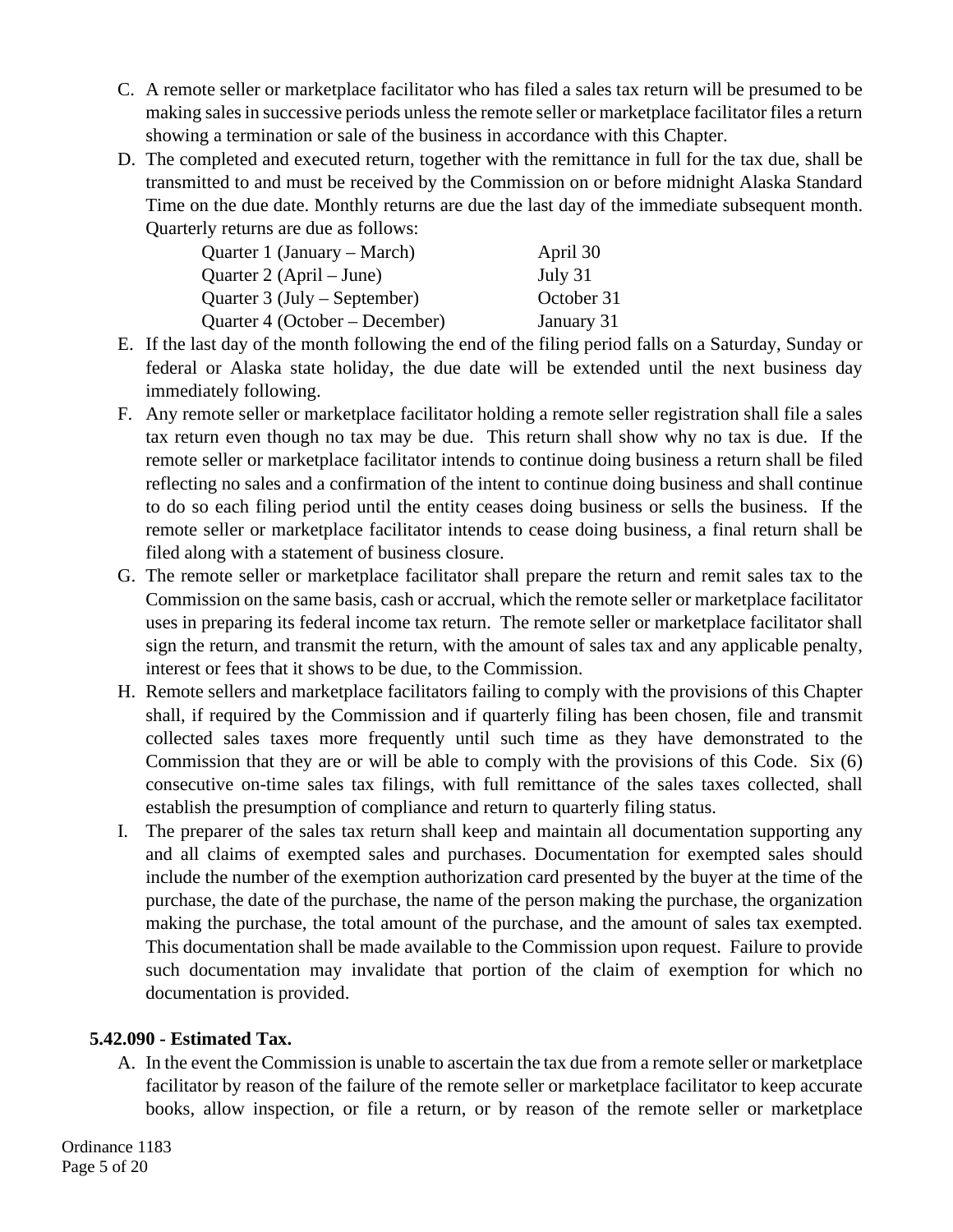C. A remote seller or marketplace facilitator who has filed a sales tax return will be presumed to be making sales in successive periods unless the remote seller or marketplace facilitator files a return showing a termination or sale of the business in accordance with this Chapter.

D. The completed and executed return, together with the remittance in full for the tax due, shall be transmitted to and must be received by the Commission on or before midnight Alaska Standard Time on the due date. Monthly returns are due the last day of the immediate subsequent month. Quarterly returns are due as follows:

| Quarter | Due Date |
|---|---|
| Quarter 1 (January – March) | April 30 |
| Quarter 2 (April – June) | July 31 |
| Quarter 3 (July – September) | October 31 |
| Quarter 4 (October – December) | January 31 |

E. If the last day of the month following the end of the filing period falls on a Saturday, Sunday or federal or Alaska state holiday, the due date will be extended until the next business day immediately following.

F. Any remote seller or marketplace facilitator holding a remote seller registration shall file a sales tax return even though no tax may be due. This return shall show why no tax is due. If the remote seller or marketplace facilitator intends to continue doing business a return shall be filed reflecting no sales and a confirmation of the intent to continue doing business and shall continue to do so each filing period until the entity ceases doing business or sells the business. If the remote seller or marketplace facilitator intends to cease doing business, a final return shall be filed along with a statement of business closure.

G. The remote seller or marketplace facilitator shall prepare the return and remit sales tax to the Commission on the same basis, cash or accrual, which the remote seller or marketplace facilitator uses in preparing its federal income tax return. The remote seller or marketplace facilitator shall sign the return, and transmit the return, with the amount of sales tax and any applicable penalty, interest or fees that it shows to be due, to the Commission.

H. Remote sellers and marketplace facilitators failing to comply with the provisions of this Chapter shall, if required by the Commission and if quarterly filing has been chosen, file and transmit collected sales taxes more frequently until such time as they have demonstrated to the Commission that they are or will be able to comply with the provisions of this Code. Six (6) consecutive on-time sales tax filings, with full remittance of the sales taxes collected, shall establish the presumption of compliance and return to quarterly filing status.

I. The preparer of the sales tax return shall keep and maintain all documentation supporting any and all claims of exempted sales and purchases. Documentation for exempted sales should include the number of the exemption authorization card presented by the buyer at the time of the purchase, the date of the purchase, the name of the person making the purchase, the organization making the purchase, the total amount of the purchase, and the amount of sales tax exempted. This documentation shall be made available to the Commission upon request. Failure to provide such documentation may invalidate that portion of the claim of exemption for which no documentation is provided.

### 5.42.090 - Estimated Tax.

A. In the event the Commission is unable to ascertain the tax due from a remote seller or marketplace facilitator by reason of the failure of the remote seller or marketplace facilitator to keep accurate books, allow inspection, or file a return, or by reason of the remote seller or marketplace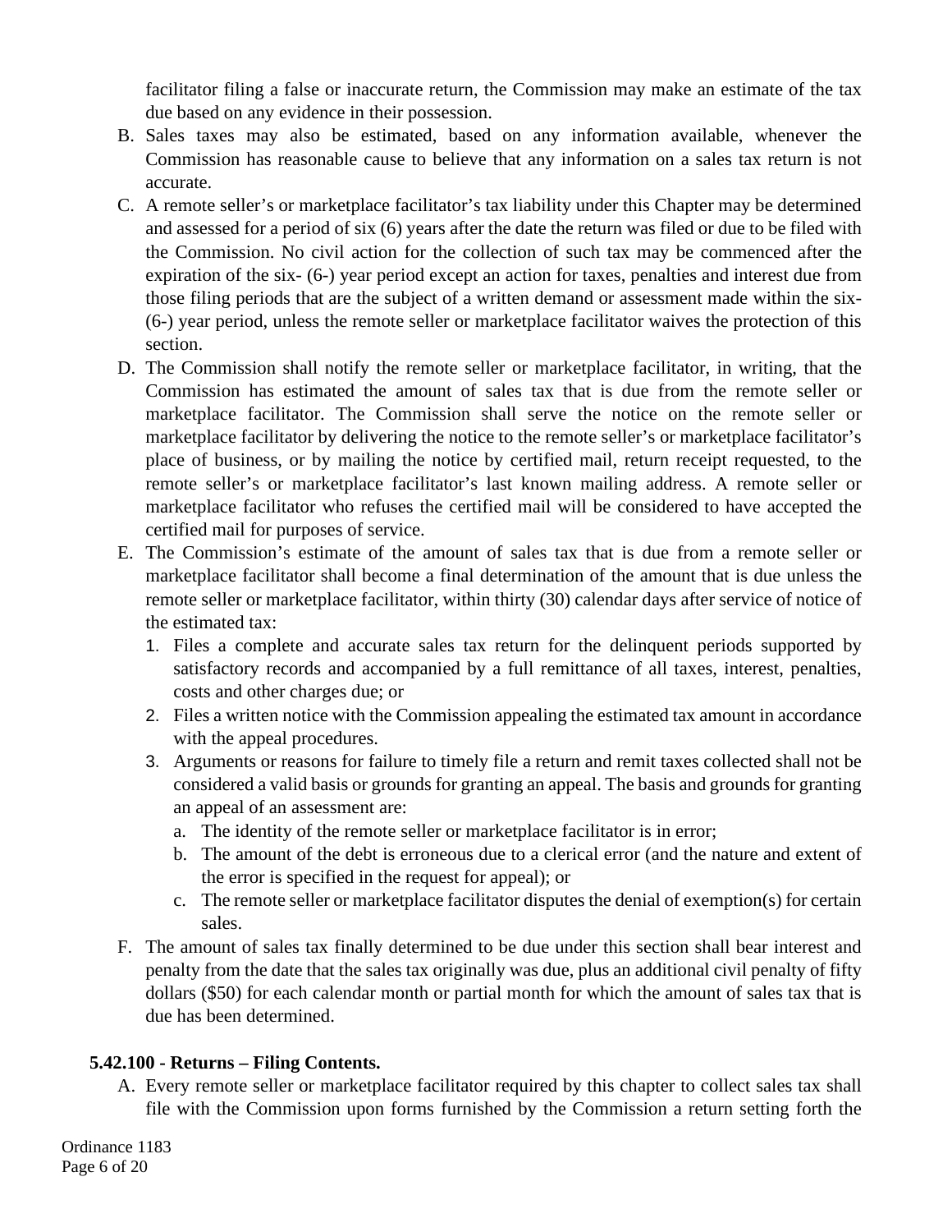facilitator filing a false or inaccurate return, the Commission may make an estimate of the tax due based on any evidence in their possession.

B. Sales taxes may also be estimated, based on any information available, whenever the Commission has reasonable cause to believe that any information on a sales tax return is not accurate.

C. A remote seller's or marketplace facilitator's tax liability under this Chapter may be determined and assessed for a period of six (6) years after the date the return was filed or due to be filed with the Commission. No civil action for the collection of such tax may be commenced after the expiration of the six- (6-) year period except an action for taxes, penalties and interest due from those filing periods that are the subject of a written demand or assessment made within the six- (6-) year period, unless the remote seller or marketplace facilitator waives the protection of this section.

D. The Commission shall notify the remote seller or marketplace facilitator, in writing, that the Commission has estimated the amount of sales tax that is due from the remote seller or marketplace facilitator. The Commission shall serve the notice on the remote seller or marketplace facilitator by delivering the notice to the remote seller's or marketplace facilitator's place of business, or by mailing the notice by certified mail, return receipt requested, to the remote seller's or marketplace facilitator's last known mailing address. A remote seller or marketplace facilitator who refuses the certified mail will be considered to have accepted the certified mail for purposes of service.

E. The Commission's estimate of the amount of sales tax that is due from a remote seller or marketplace facilitator shall become a final determination of the amount that is due unless the remote seller or marketplace facilitator, within thirty (30) calendar days after service of notice of the estimated tax:
   1. Files a complete and accurate sales tax return for the delinquent periods supported by satisfactory records and accompanied by a full remittance of all taxes, interest, penalties, costs and other charges due; or
   2. Files a written notice with the Commission appealing the estimated tax amount in accordance with the appeal procedures.
   3. Arguments or reasons for failure to timely file a return and remit taxes collected shall not be considered a valid basis or grounds for granting an appeal. The basis and grounds for granting an appeal of an assessment are:
      a. The identity of the remote seller or marketplace facilitator is in error;
      b. The amount of the debt is erroneous due to a clerical error (and the nature and extent of the error is specified in the request for appeal); or
      c. The remote seller or marketplace facilitator disputes the denial of exemption(s) for certain sales.

F. The amount of sales tax finally determined to be due under this section shall bear interest and penalty from the date that the sales tax originally was due, plus an additional civil penalty of fifty dollars ($50) for each calendar month or partial month for which the amount of sales tax that is due has been determined.

**5.42.100 - Returns – Filing Contents.**

A. Every remote seller or marketplace facilitator required by this chapter to collect sales tax shall file with the Commission upon forms furnished by the Commission a return setting forth the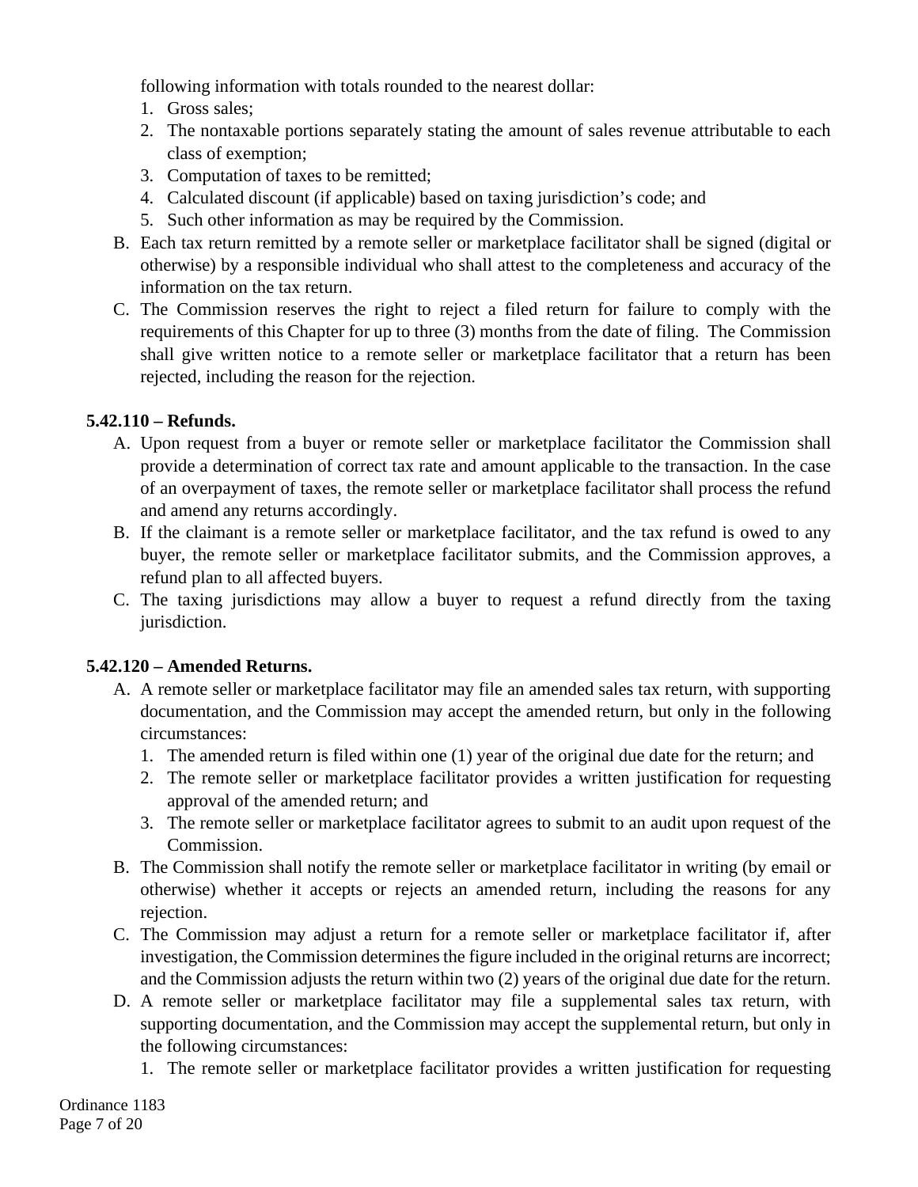following information with totals rounded to the nearest dollar:

1. Gross sales;
2. The nontaxable portions separately stating the amount of sales revenue attributable to each class of exemption;
3. Computation of taxes to be remitted;
4. Calculated discount (if applicable) based on taxing jurisdiction's code; and
5. Such other information as may be required by the Commission.

B. Each tax return remitted by a remote seller or marketplace facilitator shall be signed (digital or otherwise) by a responsible individual who shall attest to the completeness and accuracy of the information on the tax return.

C. The Commission reserves the right to reject a filed return for failure to comply with the requirements of this Chapter for up to three (3) months from the date of filing. The Commission shall give written notice to a remote seller or marketplace facilitator that a return has been rejected, including the reason for the rejection.

**5.42.110 – Refunds.**

A. Upon request from a buyer or remote seller or marketplace facilitator the Commission shall provide a determination of correct tax rate and amount applicable to the transaction. In the case of an overpayment of taxes, the remote seller or marketplace facilitator shall process the refund and amend any returns accordingly.

B. If the claimant is a remote seller or marketplace facilitator, and the tax refund is owed to any buyer, the remote seller or marketplace facilitator submits, and the Commission approves, a refund plan to all affected buyers.

C. The taxing jurisdictions may allow a buyer to request a refund directly from the taxing jurisdiction.

**5.42.120 – Amended Returns.**

A. A remote seller or marketplace facilitator may file an amended sales tax return, with supporting documentation, and the Commission may accept the amended return, but only in the following circumstances:

1. The amended return is filed within one (1) year of the original due date for the return; and
2. The remote seller or marketplace facilitator provides a written justification for requesting approval of the amended return; and
3. The remote seller or marketplace facilitator agrees to submit to an audit upon request of the Commission.

B. The Commission shall notify the remote seller or marketplace facilitator in writing (by email or otherwise) whether it accepts or rejects an amended return, including the reasons for any rejection.

C. The Commission may adjust a return for a remote seller or marketplace facilitator if, after investigation, the Commission determines the figure included in the original returns are incorrect; and the Commission adjusts the return within two (2) years of the original due date for the return.

D. A remote seller or marketplace facilitator may file a supplemental sales tax return, with supporting documentation, and the Commission may accept the supplemental return, but only in the following circumstances:

1. The remote seller or marketplace facilitator provides a written justification for requesting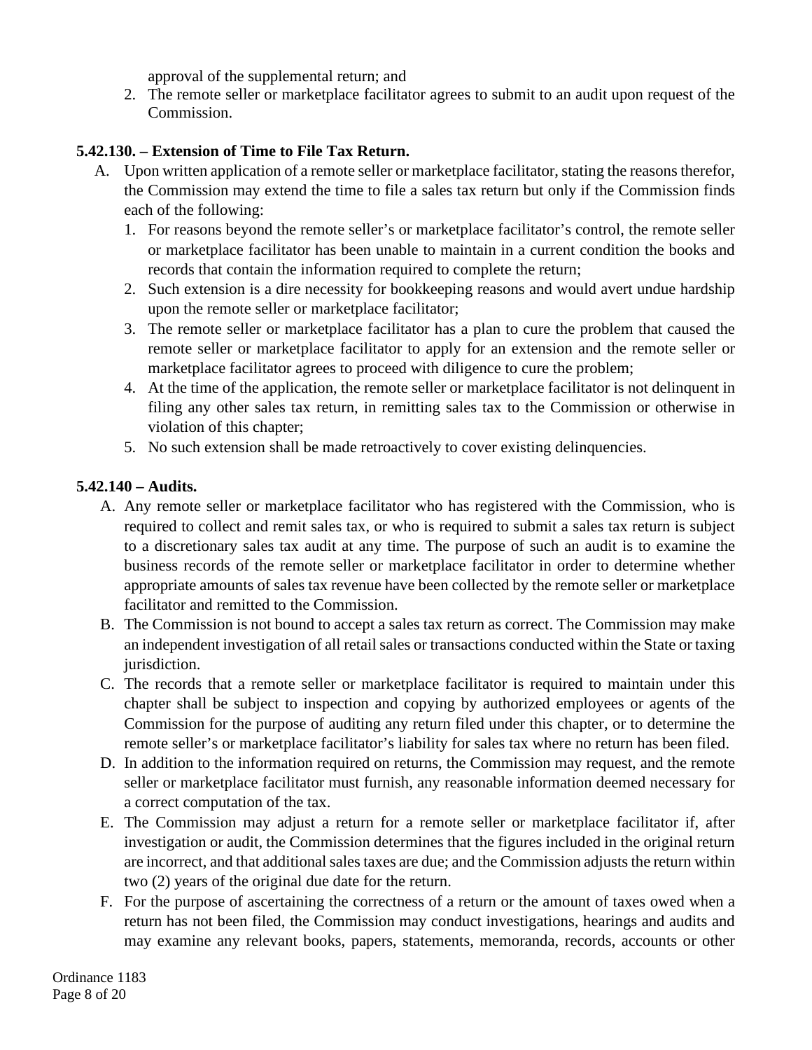approval of the supplemental return; and

2. The remote seller or marketplace facilitator agrees to submit to an audit upon request of the Commission.

**5.42.130. – Extension of Time to File Tax Return.**

A. Upon written application of a remote seller or marketplace facilitator, stating the reasons therefor, the Commission may extend the time to file a sales tax return but only if the Commission finds each of the following:

   1. For reasons beyond the remote seller's or marketplace facilitator's control, the remote seller or marketplace facilitator has been unable to maintain in a current condition the books and records that contain the information required to complete the return;
   2. Such extension is a dire necessity for bookkeeping reasons and would avert undue hardship upon the remote seller or marketplace facilitator;
   3. The remote seller or marketplace facilitator has a plan to cure the problem that caused the remote seller or marketplace facilitator to apply for an extension and the remote seller or marketplace facilitator agrees to proceed with diligence to cure the problem;
   4. At the time of the application, the remote seller or marketplace facilitator is not delinquent in filing any other sales tax return, in remitting sales tax to the Commission or otherwise in violation of this chapter;
   5. No such extension shall be made retroactively to cover existing delinquencies.

**5.42.140 – Audits.**

A. Any remote seller or marketplace facilitator who has registered with the Commission, who is required to collect and remit sales tax, or who is required to submit a sales tax return is subject to a discretionary sales tax audit at any time. The purpose of such an audit is to examine the business records of the remote seller or marketplace facilitator in order to determine whether appropriate amounts of sales tax revenue have been collected by the remote seller or marketplace facilitator and remitted to the Commission.

B. The Commission is not bound to accept a sales tax return as correct. The Commission may make an independent investigation of all retail sales or transactions conducted within the State or taxing jurisdiction.

C. The records that a remote seller or marketplace facilitator is required to maintain under this chapter shall be subject to inspection and copying by authorized employees or agents of the Commission for the purpose of auditing any return filed under this chapter, or to determine the remote seller's or marketplace facilitator's liability for sales tax where no return has been filed.

D. In addition to the information required on returns, the Commission may request, and the remote seller or marketplace facilitator must furnish, any reasonable information deemed necessary for a correct computation of the tax.

E. The Commission may adjust a return for a remote seller or marketplace facilitator if, after investigation or audit, the Commission determines that the figures included in the original return are incorrect, and that additional sales taxes are due; and the Commission adjusts the return within two (2) years of the original due date for the return.

F. For the purpose of ascertaining the correctness of a return or the amount of taxes owed when a return has not been filed, the Commission may conduct investigations, hearings and audits and may examine any relevant books, papers, statements, memoranda, records, accounts or other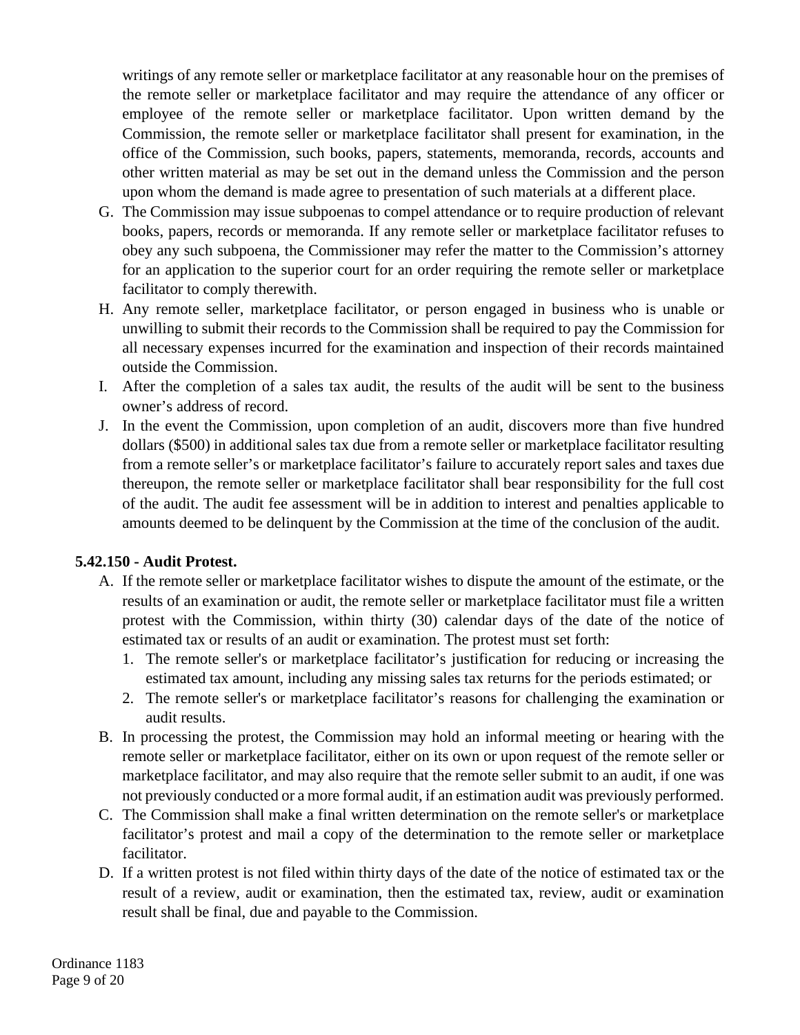writings of any remote seller or marketplace facilitator at any reasonable hour on the premises of the remote seller or marketplace facilitator and may require the attendance of any officer or employee of the remote seller or marketplace facilitator. Upon written demand by the Commission, the remote seller or marketplace facilitator shall present for examination, in the office of the Commission, such books, papers, statements, memoranda, records, accounts and other written material as may be set out in the demand unless the Commission and the person upon whom the demand is made agree to presentation of such materials at a different place.

G. The Commission may issue subpoenas to compel attendance or to require production of relevant books, papers, records or memoranda. If any remote seller or marketplace facilitator refuses to obey any such subpoena, the Commissioner may refer the matter to the Commission's attorney for an application to the superior court for an order requiring the remote seller or marketplace facilitator to comply therewith.

H. Any remote seller, marketplace facilitator, or person engaged in business who is unable or unwilling to submit their records to the Commission shall be required to pay the Commission for all necessary expenses incurred for the examination and inspection of their records maintained outside the Commission.

I. After the completion of a sales tax audit, the results of the audit will be sent to the business owner's address of record.

J. In the event the Commission, upon completion of an audit, discovers more than five hundred dollars ($500) in additional sales tax due from a remote seller or marketplace facilitator resulting from a remote seller's or marketplace facilitator's failure to accurately report sales and taxes due thereupon, the remote seller or marketplace facilitator shall bear responsibility for the full cost of the audit. The audit fee assessment will be in addition to interest and penalties applicable to amounts deemed to be delinquent by the Commission at the time of the conclusion of the audit.

**5.42.150 - Audit Protest.**

A. If the remote seller or marketplace facilitator wishes to dispute the amount of the estimate, or the results of an examination or audit, the remote seller or marketplace facilitator must file a written protest with the Commission, within thirty (30) calendar days of the date of the notice of estimated tax or results of an audit or examination. The protest must set forth:
   1. The remote seller's or marketplace facilitator's justification for reducing or increasing the estimated tax amount, including any missing sales tax returns for the periods estimated; or
   2. The remote seller's or marketplace facilitator's reasons for challenging the examination or audit results.

B. In processing the protest, the Commission may hold an informal meeting or hearing with the remote seller or marketplace facilitator, either on its own or upon request of the remote seller or marketplace facilitator, and may also require that the remote seller submit to an audit, if one was not previously conducted or a more formal audit, if an estimation audit was previously performed.

C. The Commission shall make a final written determination on the remote seller's or marketplace facilitator's protest and mail a copy of the determination to the remote seller or marketplace facilitator.

D. If a written protest is not filed within thirty days of the date of the notice of estimated tax or the result of a review, audit or examination, then the estimated tax, review, audit or examination result shall be final, due and payable to the Commission.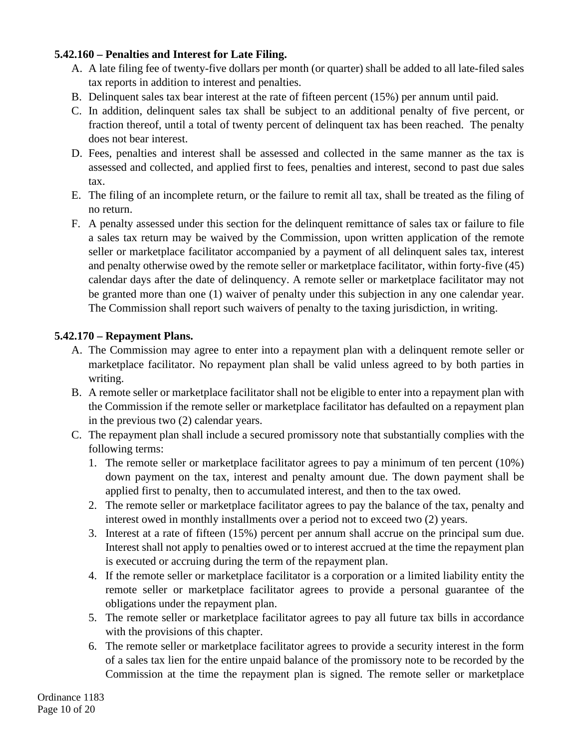**5.42.160 – Penalties and Interest for Late Filing.**

A. A late filing fee of twenty-five dollars per month (or quarter) shall be added to all late-filed sales tax reports in addition to interest and penalties.
B. Delinquent sales tax bear interest at the rate of fifteen percent (15%) per annum until paid.
C. In addition, delinquent sales tax shall be subject to an additional penalty of five percent, or fraction thereof, until a total of twenty percent of delinquent tax has been reached. The penalty does not bear interest.
D. Fees, penalties and interest shall be assessed and collected in the same manner as the tax is assessed and collected, and applied first to fees, penalties and interest, second to past due sales tax.
E. The filing of an incomplete return, or the failure to remit all tax, shall be treated as the filing of no return.
F. A penalty assessed under this section for the delinquent remittance of sales tax or failure to file a sales tax return may be waived by the Commission, upon written application of the remote seller or marketplace facilitator accompanied by a payment of all delinquent sales tax, interest and penalty otherwise owed by the remote seller or marketplace facilitator, within forty-five (45) calendar days after the date of delinquency. A remote seller or marketplace facilitator may not be granted more than one (1) waiver of penalty under this subjection in any one calendar year. The Commission shall report such waivers of penalty to the taxing jurisdiction, in writing.

**5.42.170 – Repayment Plans.**

A. The Commission may agree to enter into a repayment plan with a delinquent remote seller or marketplace facilitator. No repayment plan shall be valid unless agreed to by both parties in writing.
B. A remote seller or marketplace facilitator shall not be eligible to enter into a repayment plan with the Commission if the remote seller or marketplace facilitator has defaulted on a repayment plan in the previous two (2) calendar years.
C. The repayment plan shall include a secured promissory note that substantially complies with the following terms:
   1. The remote seller or marketplace facilitator agrees to pay a minimum of ten percent (10%) down payment on the tax, interest and penalty amount due. The down payment shall be applied first to penalty, then to accumulated interest, and then to the tax owed.
   2. The remote seller or marketplace facilitator agrees to pay the balance of the tax, penalty and interest owed in monthly installments over a period not to exceed two (2) years.
   3. Interest at a rate of fifteen (15%) percent per annum shall accrue on the principal sum due. Interest shall not apply to penalties owed or to interest accrued at the time the repayment plan is executed or accruing during the term of the repayment plan.
   4. If the remote seller or marketplace facilitator is a corporation or a limited liability entity the remote seller or marketplace facilitator agrees to provide a personal guarantee of the obligations under the repayment plan.
   5. The remote seller or marketplace facilitator agrees to pay all future tax bills in accordance with the provisions of this chapter.
   6. The remote seller or marketplace facilitator agrees to provide a security interest in the form of a sales tax lien for the entire unpaid balance of the promissory note to be recorded by the Commission at the time the repayment plan is signed. The remote seller or marketplace

Ordinance 1183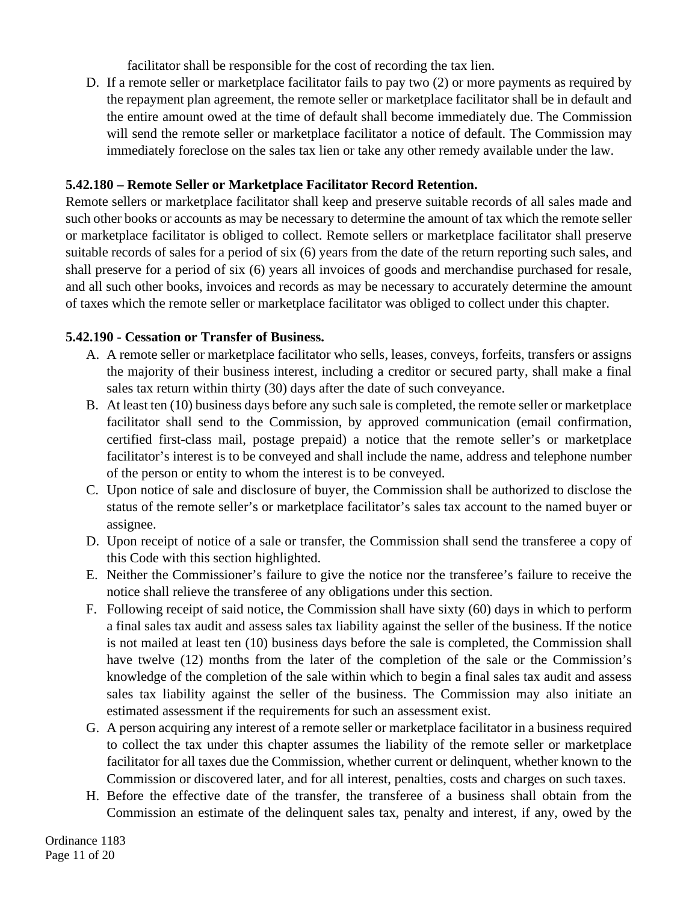facilitator shall be responsible for the cost of recording the tax lien.

D. If a remote seller or marketplace facilitator fails to pay two (2) or more payments as required by the repayment plan agreement, the remote seller or marketplace facilitator shall be in default and the entire amount owed at the time of default shall become immediately due. The Commission will send the remote seller or marketplace facilitator a notice of default. The Commission may immediately foreclose on the sales tax lien or take any other remedy available under the law.

**5.42.180 – Remote Seller or Marketplace Facilitator Record Retention.**

Remote sellers or marketplace facilitator shall keep and preserve suitable records of all sales made and such other books or accounts as may be necessary to determine the amount of tax which the remote seller or marketplace facilitator is obliged to collect. Remote sellers or marketplace facilitator shall preserve suitable records of sales for a period of six (6) years from the date of the return reporting such sales, and shall preserve for a period of six (6) years all invoices of goods and merchandise purchased for resale, and all such other books, invoices and records as may be necessary to accurately determine the amount of taxes which the remote seller or marketplace facilitator was obliged to collect under this chapter.

**5.42.190 - Cessation or Transfer of Business.**

A. A remote seller or marketplace facilitator who sells, leases, conveys, forfeits, transfers or assigns the majority of their business interest, including a creditor or secured party, shall make a final sales tax return within thirty (30) days after the date of such conveyance.

B. At least ten (10) business days before any such sale is completed, the remote seller or marketplace facilitator shall send to the Commission, by approved communication (email confirmation, certified first-class mail, postage prepaid) a notice that the remote seller's or marketplace facilitator's interest is to be conveyed and shall include the name, address and telephone number of the person or entity to whom the interest is to be conveyed.

C. Upon notice of sale and disclosure of buyer, the Commission shall be authorized to disclose the status of the remote seller's or marketplace facilitator's sales tax account to the named buyer or assignee.

D. Upon receipt of notice of a sale or transfer, the Commission shall send the transferee a copy of this Code with this section highlighted.

E. Neither the Commissioner's failure to give the notice nor the transferee's failure to receive the notice shall relieve the transferee of any obligations under this section.

F. Following receipt of said notice, the Commission shall have sixty (60) days in which to perform a final sales tax audit and assess sales tax liability against the seller of the business. If the notice is not mailed at least ten (10) business days before the sale is completed, the Commission shall have twelve (12) months from the later of the completion of the sale or the Commission's knowledge of the completion of the sale within which to begin a final sales tax audit and assess sales tax liability against the seller of the business. The Commission may also initiate an estimated assessment if the requirements for such an assessment exist.

G. A person acquiring any interest of a remote seller or marketplace facilitator in a business required to collect the tax under this chapter assumes the liability of the remote seller or marketplace facilitator for all taxes due the Commission, whether current or delinquent, whether known to the Commission or discovered later, and for all interest, penalties, costs and charges on such taxes.

H. Before the effective date of the transfer, the transferee of a business shall obtain from the Commission an estimate of the delinquent sales tax, penalty and interest, if any, owed by the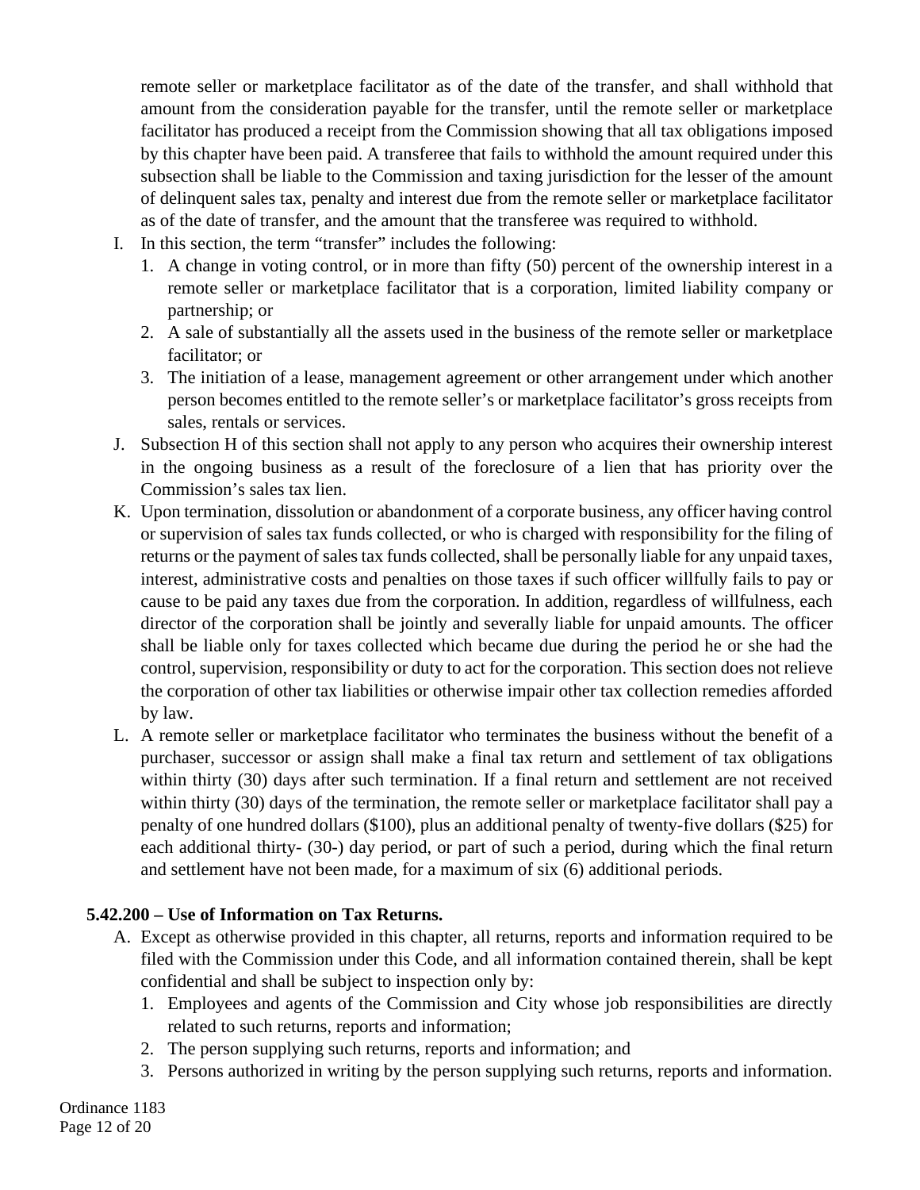remote seller or marketplace facilitator as of the date of the transfer, and shall withhold that amount from the consideration payable for the transfer, until the remote seller or marketplace facilitator has produced a receipt from the Commission showing that all tax obligations imposed by this chapter have been paid. A transferee that fails to withhold the amount required under this subsection shall be liable to the Commission and taxing jurisdiction for the lesser of the amount of delinquent sales tax, penalty and interest due from the remote seller or marketplace facilitator as of the date of transfer, and the amount that the transferee was required to withhold.

I. In this section, the term "transfer" includes the following:
   1. A change in voting control, or in more than fifty (50) percent of the ownership interest in a remote seller or marketplace facilitator that is a corporation, limited liability company or partnership; or
   2. A sale of substantially all the assets used in the business of the remote seller or marketplace facilitator; or
   3. The initiation of a lease, management agreement or other arrangement under which another person becomes entitled to the remote seller's or marketplace facilitator's gross receipts from sales, rentals or services.
J. Subsection H of this section shall not apply to any person who acquires their ownership interest in the ongoing business as a result of the foreclosure of a lien that has priority over the Commission's sales tax lien.
K. Upon termination, dissolution or abandonment of a corporate business, any officer having control or supervision of sales tax funds collected, or who is charged with responsibility for the filing of returns or the payment of sales tax funds collected, shall be personally liable for any unpaid taxes, interest, administrative costs and penalties on those taxes if such officer willfully fails to pay or cause to be paid any taxes due from the corporation. In addition, regardless of willfulness, each director of the corporation shall be jointly and severally liable for unpaid amounts. The officer shall be liable only for taxes collected which became due during the period he or she had the control, supervision, responsibility or duty to act for the corporation. This section does not relieve the corporation of other tax liabilities or otherwise impair other tax collection remedies afforded by law.
L. A remote seller or marketplace facilitator who terminates the business without the benefit of a purchaser, successor or assign shall make a final tax return and settlement of tax obligations within thirty (30) days after such termination. If a final return and settlement are not received within thirty (30) days of the termination, the remote seller or marketplace facilitator shall pay a penalty of one hundred dollars ($100), plus an additional penalty of twenty-five dollars ($25) for each additional thirty- (30-) day period, or part of such a period, during which the final return and settlement have not been made, for a maximum of six (6) additional periods.

**5.42.200 – Use of Information on Tax Returns.**

A. Except as otherwise provided in this chapter, all returns, reports and information required to be filed with the Commission under this Code, and all information contained therein, shall be kept confidential and shall be subject to inspection only by:
   1. Employees and agents of the Commission and City whose job responsibilities are directly related to such returns, reports and information;
   2. The person supplying such returns, reports and information; and
   3. Persons authorized in writing by the person supplying such returns, reports and information.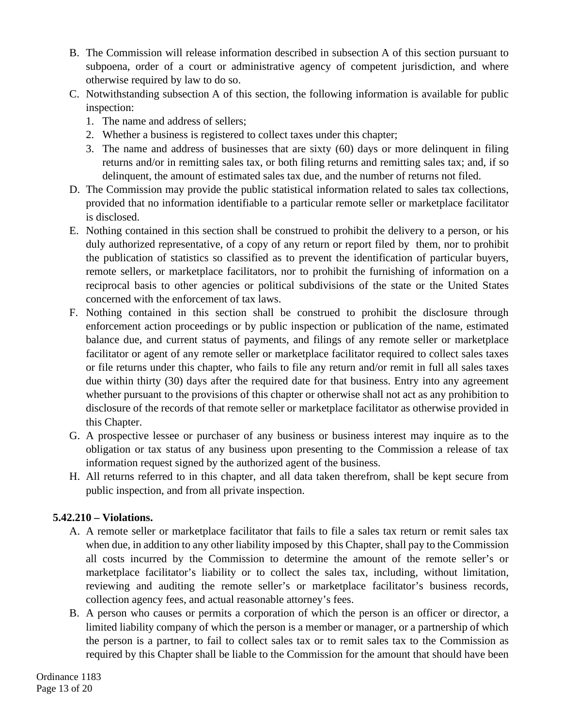B. The Commission will release information described in subsection A of this section pursuant to subpoena, order of a court or administrative agency of competent jurisdiction, and where otherwise required by law to do so.

C. Notwithstanding subsection A of this section, the following information is available for public inspection:
   1. The name and address of sellers;
   2. Whether a business is registered to collect taxes under this chapter;
   3. The name and address of businesses that are sixty (60) days or more delinquent in filing returns and/or in remitting sales tax, or both filing returns and remitting sales tax; and, if so delinquent, the amount of estimated sales tax due, and the number of returns not filed.

D. The Commission may provide the public statistical information related to sales tax collections, provided that no information identifiable to a particular remote seller or marketplace facilitator is disclosed.

E. Nothing contained in this section shall be construed to prohibit the delivery to a person, or his duly authorized representative, of a copy of any return or report filed by them, nor to prohibit the publication of statistics so classified as to prevent the identification of particular buyers, remote sellers, or marketplace facilitators, nor to prohibit the furnishing of information on a reciprocal basis to other agencies or political subdivisions of the state or the United States concerned with the enforcement of tax laws.

F. Nothing contained in this section shall be construed to prohibit the disclosure through enforcement action proceedings or by public inspection or publication of the name, estimated balance due, and current status of payments, and filings of any remote seller or marketplace facilitator or agent of any remote seller or marketplace facilitator required to collect sales taxes or file returns under this chapter, who fails to file any return and/or remit in full all sales taxes due within thirty (30) days after the required date for that business. Entry into any agreement whether pursuant to the provisions of this chapter or otherwise shall not act as any prohibition to disclosure of the records of that remote seller or marketplace facilitator as otherwise provided in this Chapter.

G. A prospective lessee or purchaser of any business or business interest may inquire as to the obligation or tax status of any business upon presenting to the Commission a release of tax information request signed by the authorized agent of the business.

H. All returns referred to in this chapter, and all data taken therefrom, shall be kept secure from public inspection, and from all private inspection.

**5.42.210 – Violations.**

A. A remote seller or marketplace facilitator that fails to file a sales tax return or remit sales tax when due, in addition to any other liability imposed by this Chapter, shall pay to the Commission all costs incurred by the Commission to determine the amount of the remote seller's or marketplace facilitator's liability or to collect the sales tax, including, without limitation, reviewing and auditing the remote seller's or marketplace facilitator's business records, collection agency fees, and actual reasonable attorney's fees.

B. A person who causes or permits a corporation of which the person is an officer or director, a limited liability company of which the person is a member or manager, or a partnership of which the person is a partner, to fail to collect sales tax or to remit sales tax to the Commission as required by this Chapter shall be liable to the Commission for the amount that should have been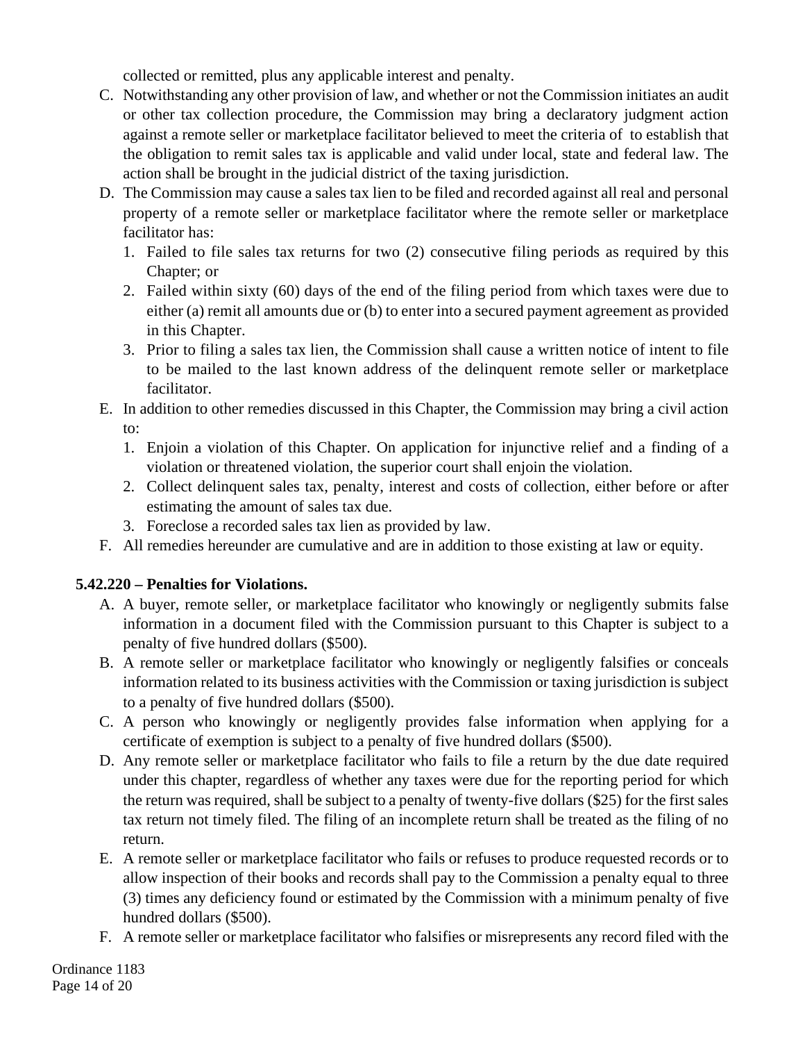collected or remitted, plus any applicable interest and penalty.

C. Notwithstanding any other provision of law, and whether or not the Commission initiates an audit or other tax collection procedure, the Commission may bring a declaratory judgment action against a remote seller or marketplace facilitator believed to meet the criteria of  to establish that the obligation to remit sales tax is applicable and valid under local, state and federal law. The action shall be brought in the judicial district of the taxing jurisdiction.

D. The Commission may cause a sales tax lien to be filed and recorded against all real and personal property of a remote seller or marketplace facilitator where the remote seller or marketplace facilitator has:
   1. Failed to file sales tax returns for two (2) consecutive filing periods as required by this Chapter; or
   2. Failed within sixty (60) days of the end of the filing period from which taxes were due to either (a) remit all amounts due or (b) to enter into a secured payment agreement as provided in this Chapter.
   3. Prior to filing a sales tax lien, the Commission shall cause a written notice of intent to file to be mailed to the last known address of the delinquent remote seller or marketplace facilitator.

E. In addition to other remedies discussed in this Chapter, the Commission may bring a civil action to:
   1. Enjoin a violation of this Chapter. On application for injunctive relief and a finding of a violation or threatened violation, the superior court shall enjoin the violation.
   2. Collect delinquent sales tax, penalty, interest and costs of collection, either before or after estimating the amount of sales tax due.
   3. Foreclose a recorded sales tax lien as provided by law.

F. All remedies hereunder are cumulative and are in addition to those existing at law or equity.

### 5.42.220 – Penalties for Violations.

A. A buyer, remote seller, or marketplace facilitator who knowingly or negligently submits false information in a document filed with the Commission pursuant to this Chapter is subject to a penalty of five hundred dollars ($500).

B. A remote seller or marketplace facilitator who knowingly or negligently falsifies or conceals information related to its business activities with the Commission or taxing jurisdiction is subject to a penalty of five hundred dollars ($500).

C. A person who knowingly or negligently provides false information when applying for a certificate of exemption is subject to a penalty of five hundred dollars ($500).

D. Any remote seller or marketplace facilitator who fails to file a return by the due date required under this chapter, regardless of whether any taxes were due for the reporting period for which the return was required, shall be subject to a penalty of twenty-five dollars ($25) for the first sales tax return not timely filed. The filing of an incomplete return shall be treated as the filing of no return.

E. A remote seller or marketplace facilitator who fails or refuses to produce requested records or to allow inspection of their books and records shall pay to the Commission a penalty equal to three (3) times any deficiency found or estimated by the Commission with a minimum penalty of five hundred dollars ($500).

F. A remote seller or marketplace facilitator who falsifies or misrepresents any record filed with the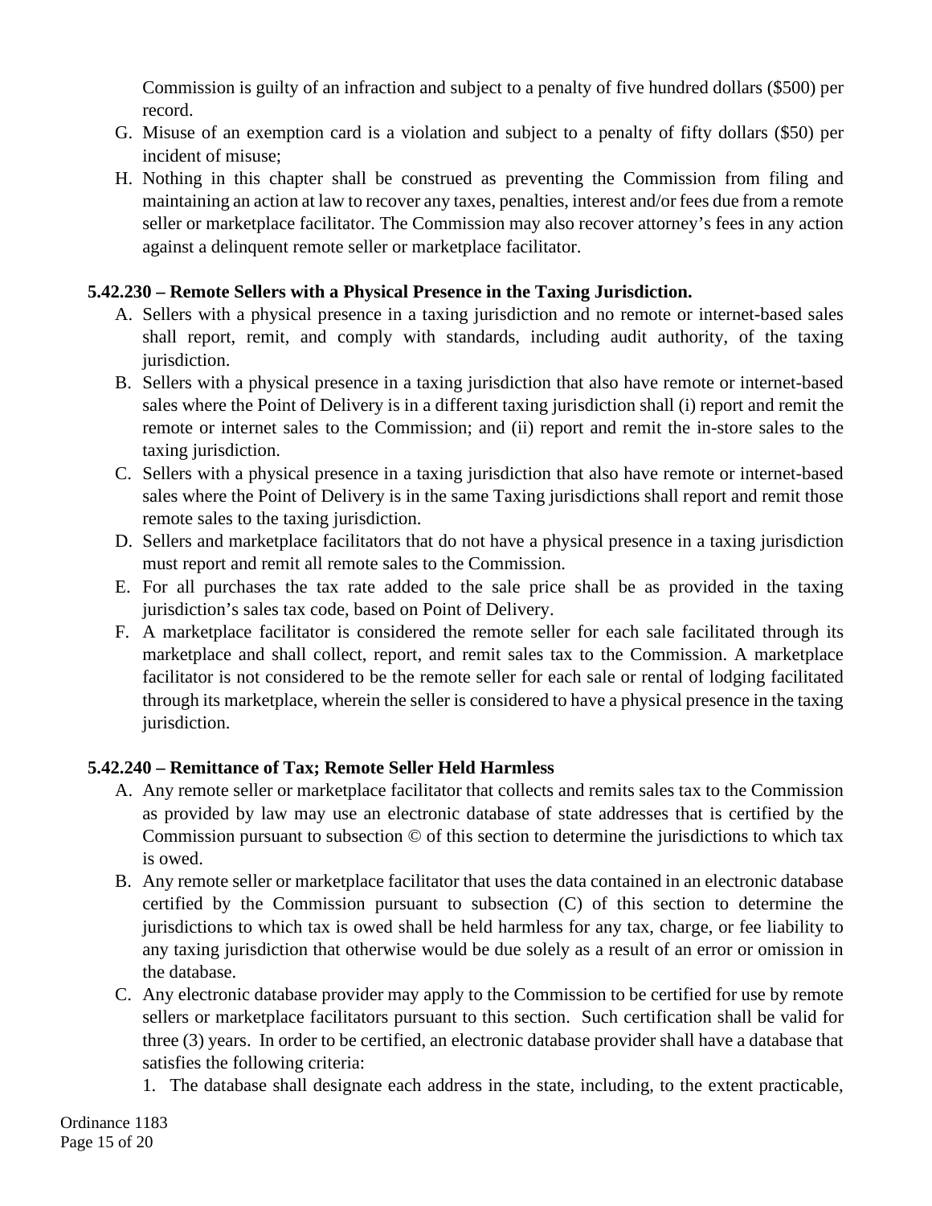Commission is guilty of an infraction and subject to a penalty of five hundred dollars ($500) per record.

G. Misuse of an exemption card is a violation and subject to a penalty of fifty dollars ($50) per incident of misuse;

H. Nothing in this chapter shall be construed as preventing the Commission from filing and maintaining an action at law to recover any taxes, penalties, interest and/or fees due from a remote seller or marketplace facilitator. The Commission may also recover attorney's fees in any action against a delinquent remote seller or marketplace facilitator.

**5.42.230 – Remote Sellers with a Physical Presence in the Taxing Jurisdiction.**

A. Sellers with a physical presence in a taxing jurisdiction and no remote or internet-based sales shall report, remit, and comply with standards, including audit authority, of the taxing jurisdiction.

B. Sellers with a physical presence in a taxing jurisdiction that also have remote or internet-based sales where the Point of Delivery is in a different taxing jurisdiction shall (i) report and remit the remote or internet sales to the Commission; and (ii) report and remit the in-store sales to the taxing jurisdiction.

C. Sellers with a physical presence in a taxing jurisdiction that also have remote or internet-based sales where the Point of Delivery is in the same Taxing jurisdictions shall report and remit those remote sales to the taxing jurisdiction.

D. Sellers and marketplace facilitators that do not have a physical presence in a taxing jurisdiction must report and remit all remote sales to the Commission.

E. For all purchases the tax rate added to the sale price shall be as provided in the taxing jurisdiction's sales tax code, based on Point of Delivery.

F. A marketplace facilitator is considered the remote seller for each sale facilitated through its marketplace and shall collect, report, and remit sales tax to the Commission. A marketplace facilitator is not considered to be the remote seller for each sale or rental of lodging facilitated through its marketplace, wherein the seller is considered to have a physical presence in the taxing jurisdiction.

**5.42.240 – Remittance of Tax; Remote Seller Held Harmless**

A. Any remote seller or marketplace facilitator that collects and remits sales tax to the Commission as provided by law may use an electronic database of state addresses that is certified by the Commission pursuant to subsection © of this section to determine the jurisdictions to which tax is owed.

B. Any remote seller or marketplace facilitator that uses the data contained in an electronic database certified by the Commission pursuant to subsection (C) of this section to determine the jurisdictions to which tax is owed shall be held harmless for any tax, charge, or fee liability to any taxing jurisdiction that otherwise would be due solely as a result of an error or omission in the database.

C. Any electronic database provider may apply to the Commission to be certified for use by remote sellers or marketplace facilitators pursuant to this section. Such certification shall be valid for three (3) years. In order to be certified, an electronic database provider shall have a database that satisfies the following criteria:

   1. The database shall designate each address in the state, including, to the extent practicable,

Ordinance 1183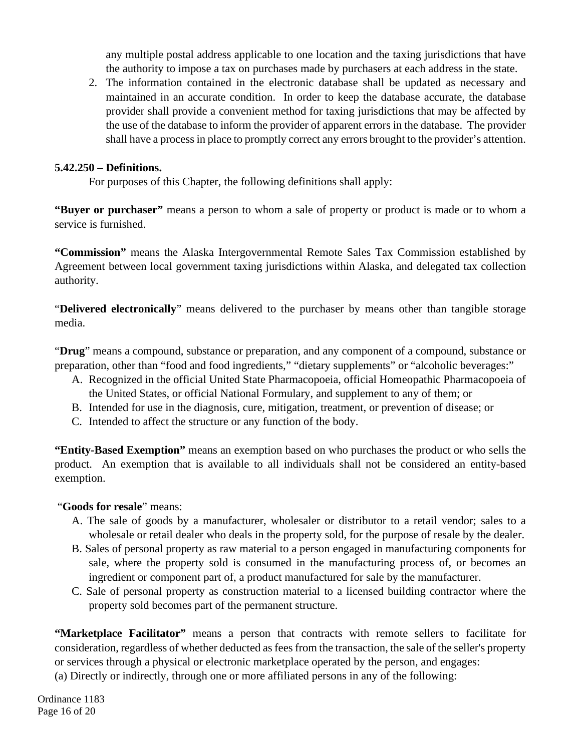any multiple postal address applicable to one location and the taxing jurisdictions that have the authority to impose a tax on purchases made by purchasers at each address in the state.

2. The information contained in the electronic database shall be updated as necessary and maintained in an accurate condition. In order to keep the database accurate, the database provider shall provide a convenient method for taxing jurisdictions that may be affected by the use of the database to inform the provider of apparent errors in the database. The provider shall have a process in place to promptly correct any errors brought to the provider's attention.

**5.42.250 – Definitions.**

For purposes of this Chapter, the following definitions shall apply:

**"Buyer or purchaser"** means a person to whom a sale of property or product is made or to whom a service is furnished.

**"Commission"** means the Alaska Intergovernmental Remote Sales Tax Commission established by Agreement between local government taxing jurisdictions within Alaska, and delegated tax collection authority.

"**Delivered electronically**" means delivered to the purchaser by means other than tangible storage media.

"**Drug**" means a compound, substance or preparation, and any component of a compound, substance or preparation, other than "food and food ingredients," "dietary supplements" or "alcoholic beverages:"

A. Recognized in the official United State Pharmacopoeia, official Homeopathic Pharmacopoeia of the United States, or official National Formulary, and supplement to any of them; or
B. Intended for use in the diagnosis, cure, mitigation, treatment, or prevention of disease; or
C. Intended to affect the structure or any function of the body.

**"Entity-Based Exemption"** means an exemption based on who purchases the product or who sells the product. An exemption that is available to all individuals shall not be considered an entity-based exemption.

"**Goods for resale**" means:

A. The sale of goods by a manufacturer, wholesaler or distributor to a retail vendor; sales to a wholesale or retail dealer who deals in the property sold, for the purpose of resale by the dealer.
B. Sales of personal property as raw material to a person engaged in manufacturing components for sale, where the property sold is consumed in the manufacturing process of, or becomes an ingredient or component part of, a product manufactured for sale by the manufacturer.
C. Sale of personal property as construction material to a licensed building contractor where the property sold becomes part of the permanent structure.

**"Marketplace Facilitator"** means a person that contracts with remote sellers to facilitate for consideration, regardless of whether deducted as fees from the transaction, the sale of the seller's property or services through a physical or electronic marketplace operated by the person, and engages:

(a) Directly or indirectly, through one or more affiliated persons in any of the following:

Ordinance 1183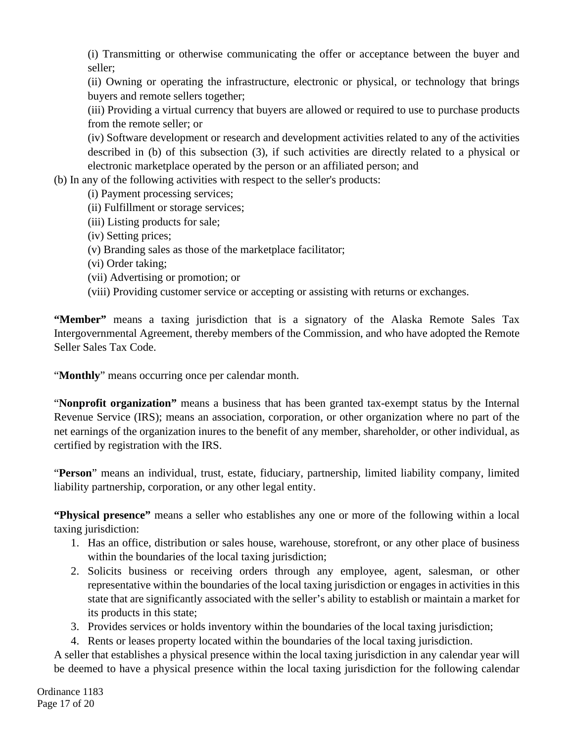(i) Transmitting or otherwise communicating the offer or acceptance between the buyer and seller;

(ii) Owning or operating the infrastructure, electronic or physical, or technology that brings buyers and remote sellers together;

(iii) Providing a virtual currency that buyers are allowed or required to use to purchase products from the remote seller; or

(iv) Software development or research and development activities related to any of the activities described in (b) of this subsection (3), if such activities are directly related to a physical or electronic marketplace operated by the person or an affiliated person; and

(b) In any of the following activities with respect to the seller's products:

(i) Payment processing services;

(ii) Fulfillment or storage services;

(iii) Listing products for sale;

(iv) Setting prices;

(v) Branding sales as those of the marketplace facilitator;

(vi) Order taking;

(vii) Advertising or promotion; or

(viii) Providing customer service or accepting or assisting with returns or exchanges.

**"Member"** means a taxing jurisdiction that is a signatory of the Alaska Remote Sales Tax Intergovernmental Agreement, thereby members of the Commission, and who have adopted the Remote Seller Sales Tax Code.

"**Monthly**" means occurring once per calendar month.

"**Nonprofit organization"** means a business that has been granted tax-exempt status by the Internal Revenue Service (IRS); means an association, corporation, or other organization where no part of the net earnings of the organization inures to the benefit of any member, shareholder, or other individual, as certified by registration with the IRS.

"**Person**" means an individual, trust, estate, fiduciary, partnership, limited liability company, limited liability partnership, corporation, or any other legal entity.

**"Physical presence"** means a seller who establishes any one or more of the following within a local taxing jurisdiction:

1. Has an office, distribution or sales house, warehouse, storefront, or any other place of business within the boundaries of the local taxing jurisdiction;
2. Solicits business or receiving orders through any employee, agent, salesman, or other representative within the boundaries of the local taxing jurisdiction or engages in activities in this state that are significantly associated with the seller's ability to establish or maintain a market for its products in this state;
3. Provides services or holds inventory within the boundaries of the local taxing jurisdiction;
4. Rents or leases property located within the boundaries of the local taxing jurisdiction.

A seller that establishes a physical presence within the local taxing jurisdiction in any calendar year will be deemed to have a physical presence within the local taxing jurisdiction for the following calendar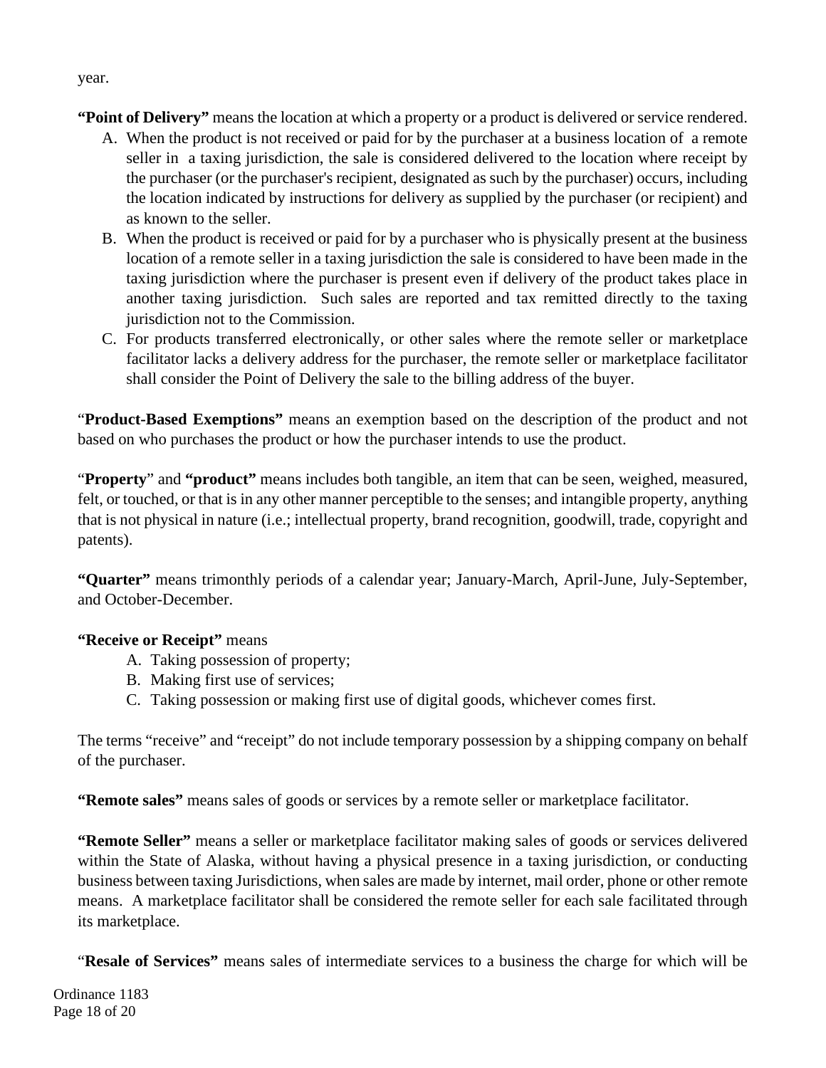year.

**"Point of Delivery"** means the location at which a property or a product is delivered or service rendered.

A. When the product is not received or paid for by the purchaser at a business location of a remote seller in a taxing jurisdiction, the sale is considered delivered to the location where receipt by the purchaser (or the purchaser's recipient, designated as such by the purchaser) occurs, including the location indicated by instructions for delivery as supplied by the purchaser (or recipient) and as known to the seller.
B. When the product is received or paid for by a purchaser who is physically present at the business location of a remote seller in a taxing jurisdiction the sale is considered to have been made in the taxing jurisdiction where the purchaser is present even if delivery of the product takes place in another taxing jurisdiction. Such sales are reported and tax remitted directly to the taxing jurisdiction not to the Commission.
C. For products transferred electronically, or other sales where the remote seller or marketplace facilitator lacks a delivery address for the purchaser, the remote seller or marketplace facilitator shall consider the Point of Delivery the sale to the billing address of the buyer.

"**Product-Based Exemptions"** means an exemption based on the description of the product and not based on who purchases the product or how the purchaser intends to use the product.

"**Property**" and **"product"** means includes both tangible, an item that can be seen, weighed, measured, felt, or touched, or that is in any other manner perceptible to the senses; and intangible property, anything that is not physical in nature (i.e.; intellectual property, brand recognition, goodwill, trade, copyright and patents).

**"Quarter"** means trimonthly periods of a calendar year; January-March, April-June, July-September, and October-December.

**"Receive or Receipt"** means

A. Taking possession of property;
B. Making first use of services;
C. Taking possession or making first use of digital goods, whichever comes first.

The terms "receive" and "receipt" do not include temporary possession by a shipping company on behalf of the purchaser.

**"Remote sales"** means sales of goods or services by a remote seller or marketplace facilitator.

**"Remote Seller"** means a seller or marketplace facilitator making sales of goods or services delivered within the State of Alaska, without having a physical presence in a taxing jurisdiction, or conducting business between taxing Jurisdictions, when sales are made by internet, mail order, phone or other remote means. A marketplace facilitator shall be considered the remote seller for each sale facilitated through its marketplace.

"**Resale of Services"** means sales of intermediate services to a business the charge for which will be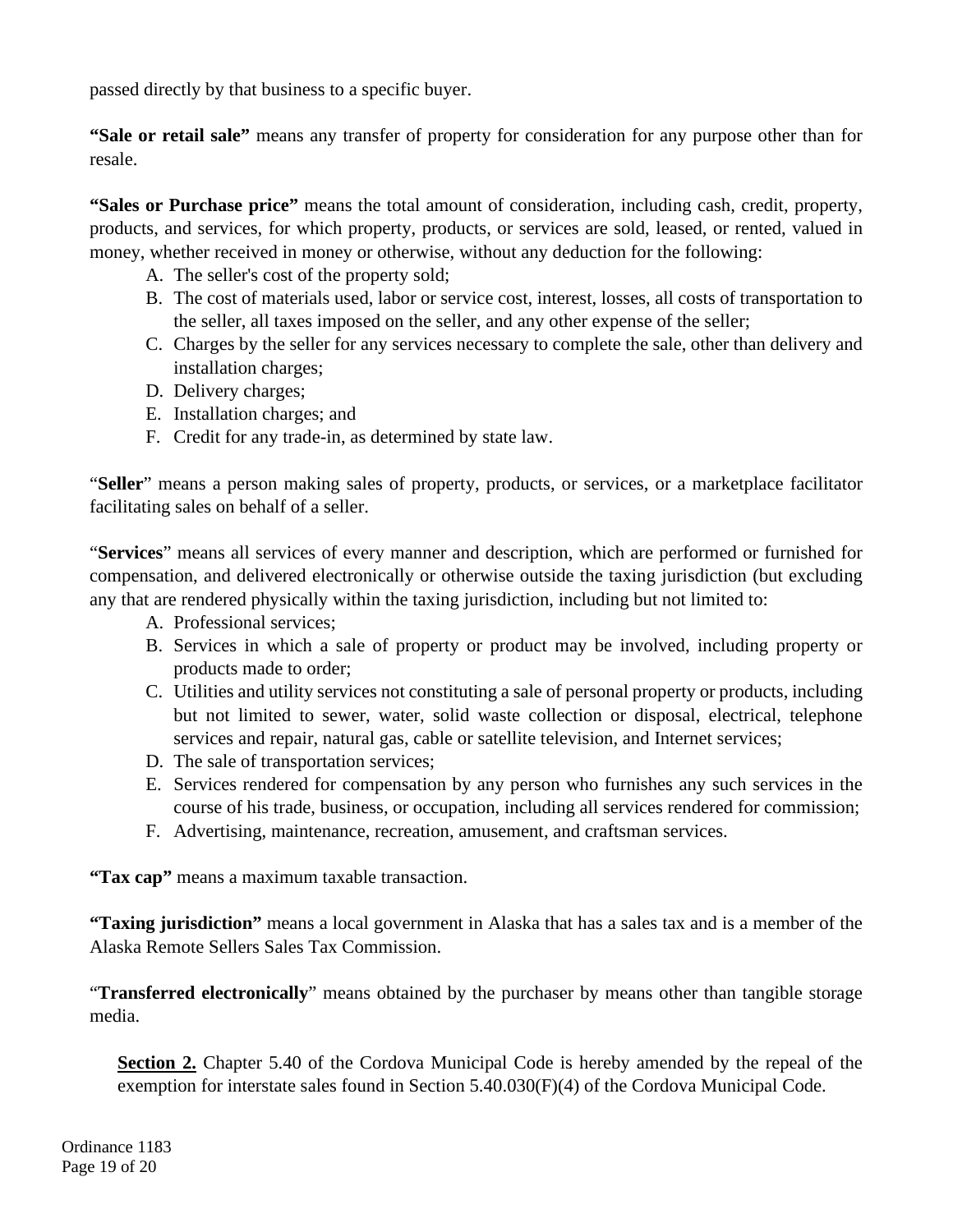passed directly by that business to a specific buyer.

**"Sale or retail sale"** means any transfer of property for consideration for any purpose other than for resale.

**"Sales or Purchase price"** means the total amount of consideration, including cash, credit, property, products, and services, for which property, products, or services are sold, leased, or rented, valued in money, whether received in money or otherwise, without any deduction for the following:

A. The seller's cost of the property sold;
B. The cost of materials used, labor or service cost, interest, losses, all costs of transportation to the seller, all taxes imposed on the seller, and any other expense of the seller;
C. Charges by the seller for any services necessary to complete the sale, other than delivery and installation charges;
D. Delivery charges;
E. Installation charges; and
F. Credit for any trade-in, as determined by state law.

"**Seller**" means a person making sales of property, products, or services, or a marketplace facilitator facilitating sales on behalf of a seller.

"**Services**" means all services of every manner and description, which are performed or furnished for compensation, and delivered electronically or otherwise outside the taxing jurisdiction (but excluding any that are rendered physically within the taxing jurisdiction, including but not limited to:

A. Professional services;
B. Services in which a sale of property or product may be involved, including property or products made to order;
C. Utilities and utility services not constituting a sale of personal property or products, including but not limited to sewer, water, solid waste collection or disposal, electrical, telephone services and repair, natural gas, cable or satellite television, and Internet services;
D. The sale of transportation services;
E. Services rendered for compensation by any person who furnishes any such services in the course of his trade, business, or occupation, including all services rendered for commission;
F. Advertising, maintenance, recreation, amusement, and craftsman services.

**"Tax cap"** means a maximum taxable transaction.

**"Taxing jurisdiction"** means a local government in Alaska that has a sales tax and is a member of the Alaska Remote Sellers Sales Tax Commission.

"**Transferred electronically**" means obtained by the purchaser by means other than tangible storage media.

**Section 2.** Chapter 5.40 of the Cordova Municipal Code is hereby amended by the repeal of the exemption for interstate sales found in Section 5.40.030(F)(4) of the Cordova Municipal Code.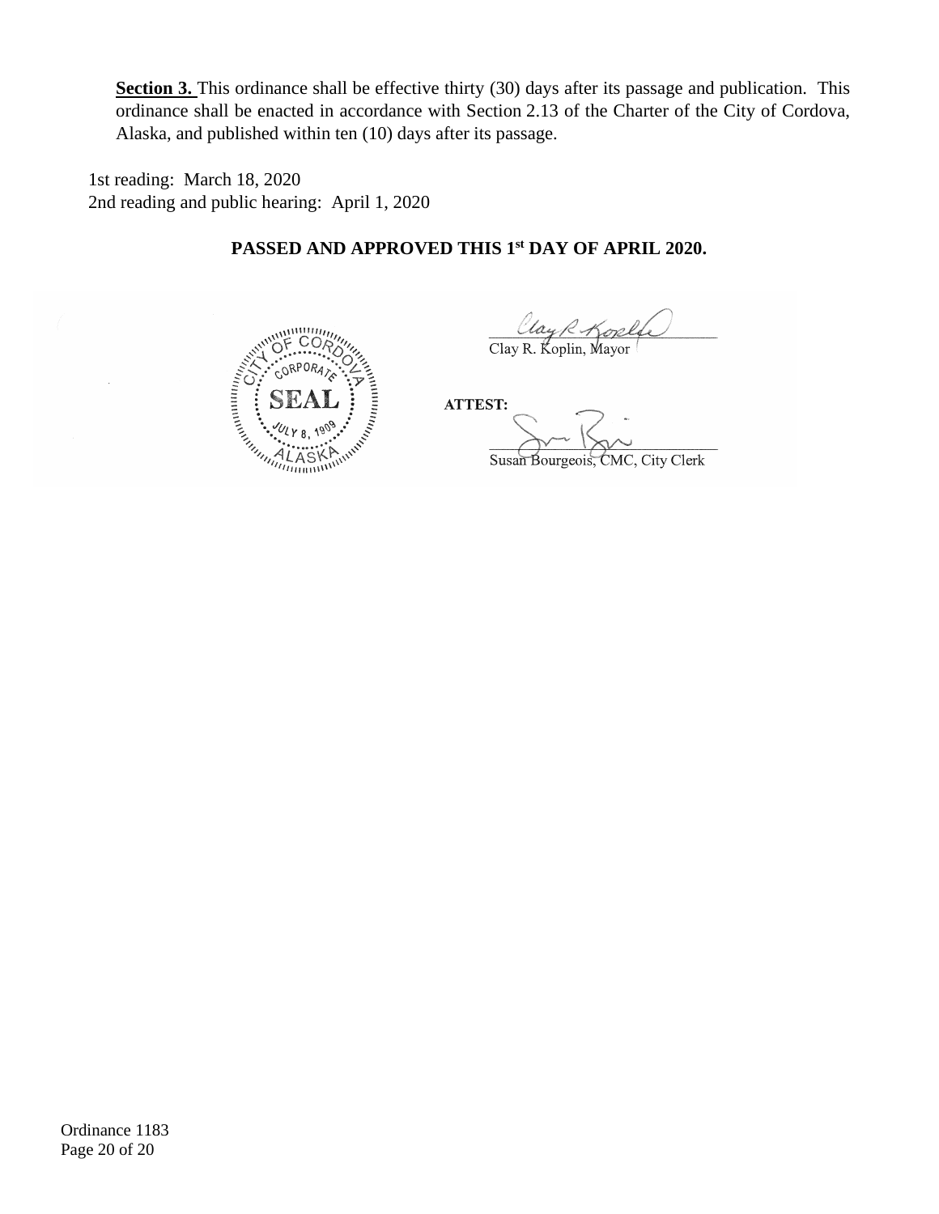**Section 3.** This ordinance shall be effective thirty (30) days after its passage and publication. This ordinance shall be enacted in accordance with Section 2.13 of the Charter of the City of Cordova, Alaska, and published within ten (10) days after its passage.

1st reading: March 18, 2020
2nd reading and public hearing: April 1, 2020

**PASSED AND APPROVED THIS 1st DAY OF APRIL 2020.**

CITY OF CORDOVA
CORPORATE
SEAL
JULY 8, 1909
ALASKA

Clay R. Koplin, Mayor

**ATTEST:**

Susan Bourgeois, CMC, City Clerk